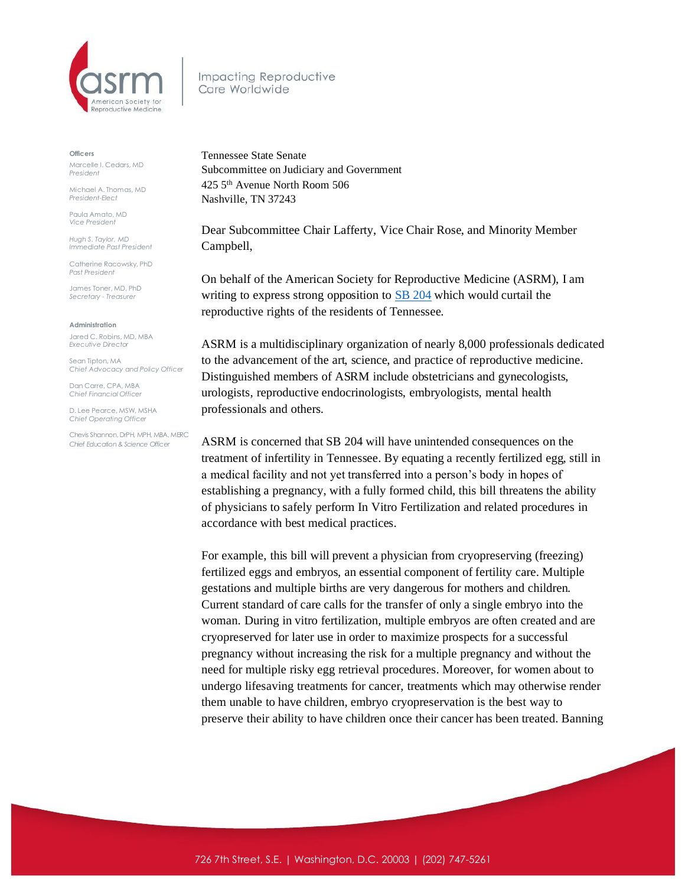asrm
American Society for Reproductive Medicine

Impacting Reproductive Care Worldwide

**Officers**

Marcelle I. Cedars, MD
*President*

Michael A. Thomas, MD
*President-Elect*

Paula Amato, MD
*Vice President*

Hugh S. Taylor, MD
*Immediate Past President*

Catherine Racowsky, PhD
*Past President*

James Toner, MD, PhD
*Secretary - Treasurer*

**Administration**

Jared C. Robins, MD, MBA
*Executive Director*

Sean Tipton, MA
*Chief Advocacy and Policy Officer*

Dan Carre, CPA, MBA
*Chief Financial Officer*

D. Lee Pearce, MSW, MSHA
*Chief Operating Officer*

Chevis Shannon, DrPH, MPH, MBA, MERC
*Chief Education & Science Officer*

Tennessee State Senate
Subcommittee on Judiciary and Government
425 5th Avenue North Room 506
Nashville, TN 37243

Dear Subcommittee Chair Lafferty, Vice Chair Rose, and Minority Member Campbell,

On behalf of the American Society for Reproductive Medicine (ASRM), I am writing to express strong opposition to SB 204 which would curtail the reproductive rights of the residents of Tennessee.

ASRM is a multidisciplinary organization of nearly 8,000 professionals dedicated to the advancement of the art, science, and practice of reproductive medicine. Distinguished members of ASRM include obstetricians and gynecologists, urologists, reproductive endocrinologists, embryologists, mental health professionals and others.

ASRM is concerned that SB 204 will have unintended consequences on the treatment of infertility in Tennessee. By equating a recently fertilized egg, still in a medical facility and not yet transferred into a person's body in hopes of establishing a pregnancy, with a fully formed child, this bill threatens the ability of physicians to safely perform In Vitro Fertilization and related procedures in accordance with best medical practices.

For example, this bill will prevent a physician from cryopreserving (freezing) fertilized eggs and embryos, an essential component of fertility care. Multiple gestations and multiple births are very dangerous for mothers and children. Current standard of care calls for the transfer of only a single embryo into the woman. During in vitro fertilization, multiple embryos are often created and are cryopreserved for later use in order to maximize prospects for a successful pregnancy without increasing the risk for a multiple pregnancy and without the need for multiple risky egg retrieval procedures. Moreover, for women about to undergo lifesaving treatments for cancer, treatments which may otherwise render them unable to have children, embryo cryopreservation is the best way to preserve their ability to have children once their cancer has been treated. Banning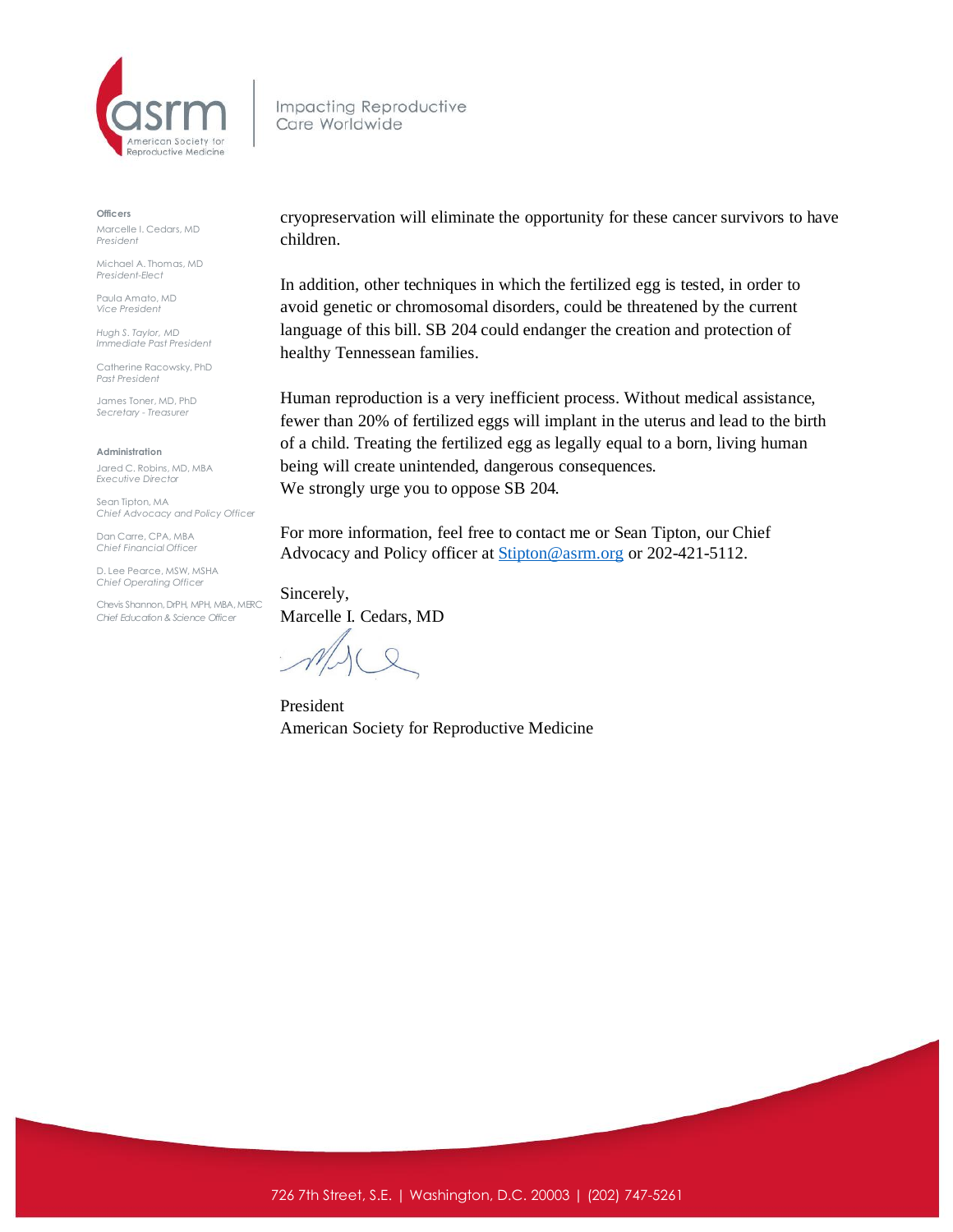Impacting Reproductive Care Worldwide

**Officers**

Marcelle I. Cedars, MD
*President*

Michael A. Thomas, MD
*President-Elect*

Paula Amato, MD
*Vice President*

Hugh S. Taylor, MD
*Immediate Past President*

Catherine Racowsky, PhD
*Past President*

James Toner, MD, PhD
*Secretary - Treasurer*

**Administration**

Jared C. Robins, MD, MBA
*Executive Director*

Sean Tipton, MA
*Chief Advocacy and Policy Officer*

Dan Carre, CPA, MBA
*Chief Financial Officer*

D. Lee Pearce, MSW, MSHA
*Chief Operating Officer*

Chevis Shannon, DrPH, MPH, MBA, MERC
*Chief Education & Science Officer*

cryopreservation will eliminate the opportunity for these cancer survivors to have children.

In addition, other techniques in which the fertilized egg is tested, in order to avoid genetic or chromosomal disorders, could be threatened by the current language of this bill. SB 204 could endanger the creation and protection of healthy Tennessean families.

Human reproduction is a very inefficient process. Without medical assistance, fewer than 20% of fertilized eggs will implant in the uterus and lead to the birth of a child. Treating the fertilized egg as legally equal to a born, living human being will create unintended, dangerous consequences.
We strongly urge you to oppose SB 204.

For more information, feel free to contact me or Sean Tipton, our Chief Advocacy and Policy officer at Stipton@asrm.org or 202-421-5112.

Sincerely,
Marcelle I. Cedars, MD

President
American Society for Reproductive Medicine

726 7th Street, S.E. | Washington, D.C. 20003 | (202) 747-5261